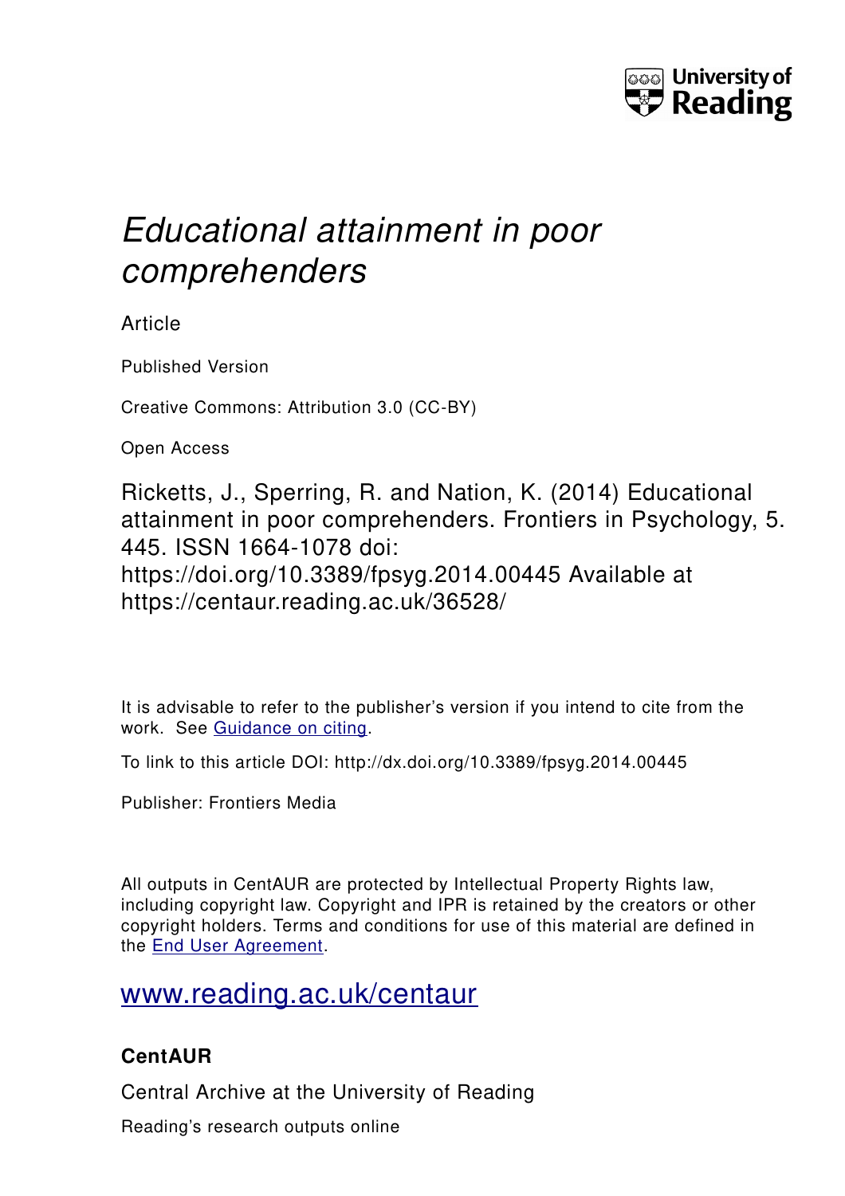# *Educational attainment in poor comprehenders*

Article

Published Version

Creative Commons: Attribution 3.0 (CC-BY)

Open Access

Ricketts, J., Sperring, R. and Nation, K. (2014) Educational attainment in poor comprehenders. Frontiers in Psychology, 5. 445. ISSN 1664-1078 doi: https://doi.org/10.3389/fpsyg.2014.00445 Available at https://centaur.reading.ac.uk/36528/

It is advisable to refer to the publisher's version if you intend to cite from the work. See [Guidance on citing](#).

To link to this article DOI: http://dx.doi.org/10.3389/fpsyg.2014.00445

Publisher: Frontiers Media

All outputs in CentAUR are protected by Intellectual Property Rights law, including copyright law. Copyright and IPR is retained by the creators or other copyright holders. Terms and conditions for use of this material are defined in the [End User Agreement](#).

[www.reading.ac.uk/centaur](http://www.reading.ac.uk/centaur)

### CentAUR

Central Archive at the University of Reading

Reading's research outputs online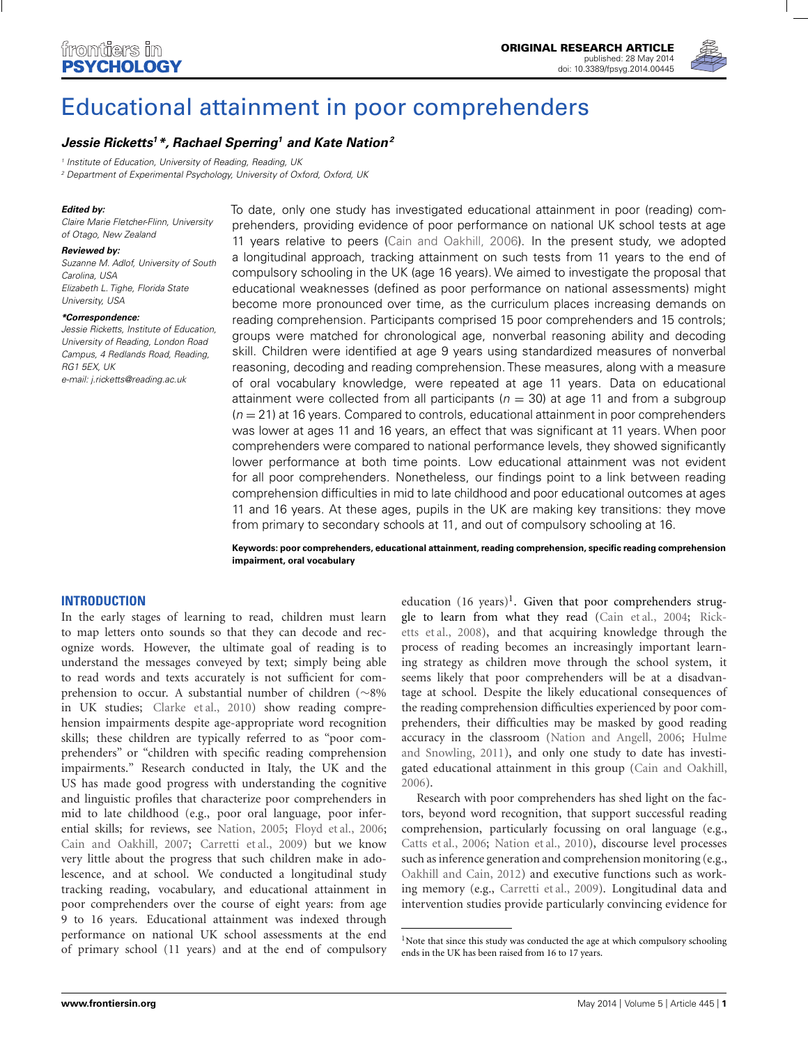# Educational attainment in poor comprehenders

***Jessie Ricketts[1]\*, Rachael Sperring[1] and Kate Nation[2]***

[1] *Institute of Education, University of Reading, Reading, UK*
[2] *Department of Experimental Psychology, University of Oxford, Oxford, UK*

***Edited by:***
*Claire Marie Fletcher-Flinn, University of Otago, New Zealand*

***Reviewed by:***
*Suzanne M. Adlof, University of South Carolina, USA*
*Elizabeth L. Tighe, Florida State University, USA*

***\*Correspondence:***
*Jessie Ricketts, Institute of Education, University of Reading, London Road Campus, 4 Redlands Road, Reading, RG1 5EX, UK*
*e-mail: j.ricketts@reading.ac.uk*

To date, only one study has investigated educational attainment in poor (reading) comprehenders, providing evidence of poor performance on national UK school tests at age 11 years relative to peers (Cain and Oakhill, 2006). In the present study, we adopted a longitudinal approach, tracking attainment on such tests from 11 years to the end of compulsory schooling in the UK (age 16 years). We aimed to investigate the proposal that educational weaknesses (defined as poor performance on national assessments) might become more pronounced over time, as the curriculum places increasing demands on reading comprehension. Participants comprised 15 poor comprehenders and 15 controls; groups were matched for chronological age, nonverbal reasoning ability and decoding skill. Children were identified at age 9 years using standardized measures of nonverbal reasoning, decoding and reading comprehension. These measures, along with a measure of oral vocabulary knowledge, were repeated at age 11 years. Data on educational attainment were collected from all participants ($n = 30$) at age 11 and from a subgroup ($n = 21$) at 16 years. Compared to controls, educational attainment in poor comprehenders was lower at ages 11 and 16 years, an effect that was significant at 11 years. When poor comprehenders were compared to national performance levels, they showed significantly lower performance at both time points. Low educational attainment was not evident for all poor comprehenders. Nonetheless, our findings point to a link between reading comprehension difficulties in mid to late childhood and poor educational outcomes at ages 11 and 16 years. At these ages, pupils in the UK are making key transitions: they move from primary to secondary schools at 11, and out of compulsory schooling at 16.

**Keywords: poor comprehenders, educational attainment, reading comprehension, specific reading comprehension impairment, oral vocabulary**

## INTRODUCTION

In the early stages of learning to read, children must learn to map letters onto sounds so that they can decode and recognize words. However, the ultimate goal of reading is to understand the messages conveyed by text; simply being able to read words and texts accurately is not sufficient for comprehension to occur. A substantial number of children (~8% in UK studies; Clarke et al., 2010) show reading comprehension impairments despite age-appropriate word recognition skills; these children are typically referred to as "poor comprehenders" or "children with specific reading comprehension impairments." Research conducted in Italy, the UK and the US has made good progress with understanding the cognitive and linguistic profiles that characterize poor comprehenders in mid to late childhood (e.g., poor oral language, poor inferential skills; for reviews, see Nation, 2005; Floyd et al., 2006; Cain and Oakhill, 2007; Carretti et al., 2009) but we know very little about the progress that such children make in adolescence, and at school. We conducted a longitudinal study tracking reading, vocabulary, and educational attainment in poor comprehenders over the course of eight years: from age 9 to 16 years. Educational attainment was indexed through performance on national UK school assessments at the end of primary school (11 years) and at the end of compulsory education (16 years)[1]. Given that poor comprehenders struggle to learn from what they read (Cain et al., 2004; Ricketts et al., 2008), and that acquiring knowledge through the process of reading becomes an increasingly important learning strategy as children move through the school system, it seems likely that poor comprehenders will be at a disadvantage at school. Despite the likely educational consequences of the reading comprehension difficulties experienced by poor comprehenders, their difficulties may be masked by good reading accuracy in the classroom (Nation and Angell, 2006; Hulme and Snowling, 2011), and only one study to date has investigated educational attainment in this group (Cain and Oakhill, 2006).

Research with poor comprehenders has shed light on the factors, beyond word recognition, that support successful reading comprehension, particularly focussing on oral language (e.g., Catts et al., 2006; Nation et al., 2010), discourse level processes such as inference generation and comprehension monitoring (e.g., Oakhill and Cain, 2012) and executive functions such as working memory (e.g., Carretti et al., 2009). Longitudinal data and intervention studies provide particularly convincing evidence for

[1] Note that since this study was conducted the age at which compulsory schooling ends in the UK has been raised from 16 to 17 years.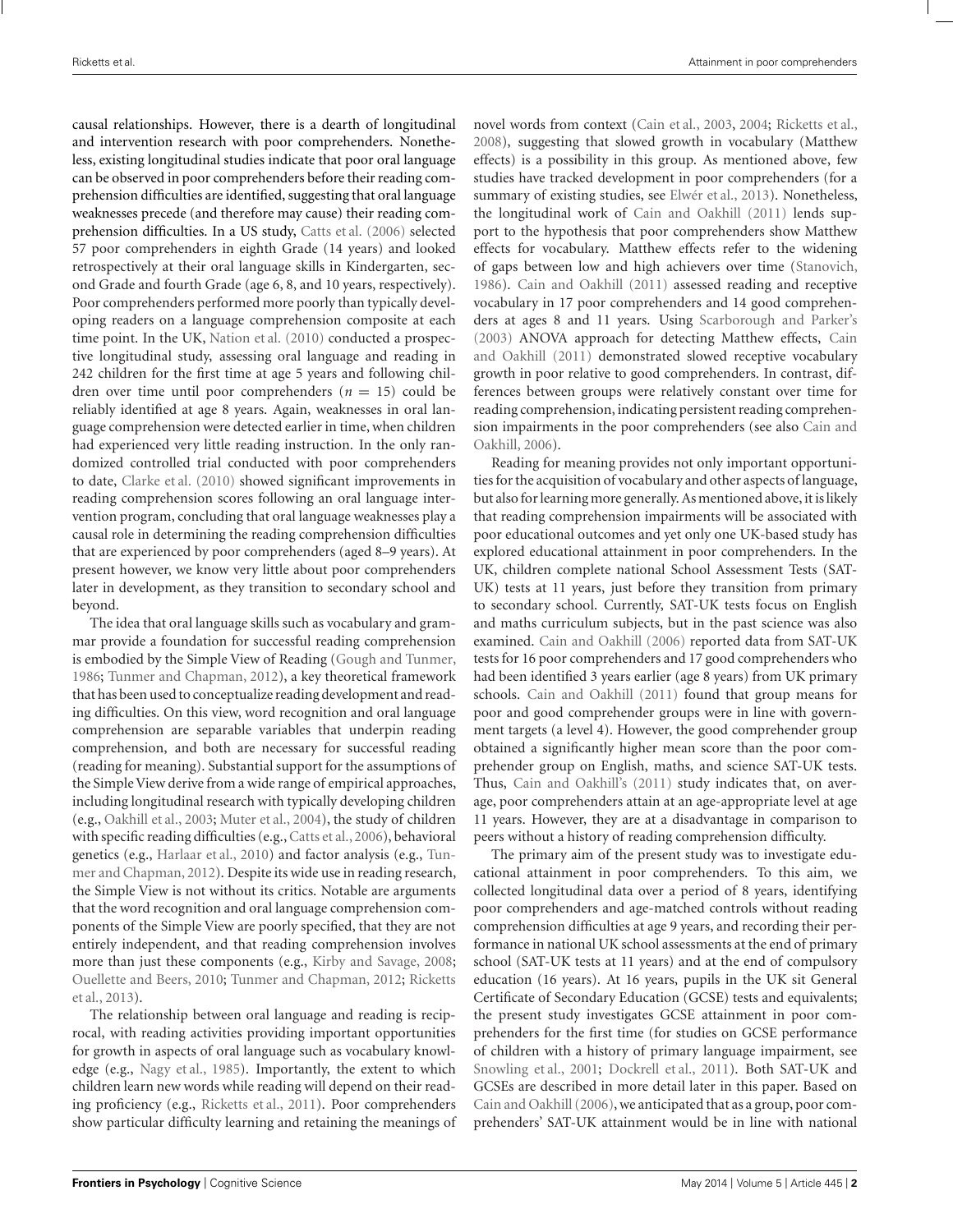causal relationships. However, there is a dearth of longitudinal and intervention research with poor comprehenders. Nonetheless, existing longitudinal studies indicate that poor oral language can be observed in poor comprehenders before their reading comprehension difficulties are identified, suggesting that oral language weaknesses precede (and therefore may cause) their reading comprehension difficulties. In a US study, Catts et al. (2006) selected 57 poor comprehenders in eighth Grade (14 years) and looked retrospectively at their oral language skills in Kindergarten, second Grade and fourth Grade (age 6, 8, and 10 years, respectively). Poor comprehenders performed more poorly than typically developing readers on a language comprehension composite at each time point. In the UK, Nation et al. (2010) conducted a prospective longitudinal study, assessing oral language and reading in 242 children for the first time at age 5 years and following children over time until poor comprehenders ($n = 15$) could be reliably identified at age 8 years. Again, weaknesses in oral language comprehension were detected earlier in time, when children had experienced very little reading instruction. In the only randomized controlled trial conducted with poor comprehenders to date, Clarke et al. (2010) showed significant improvements in reading comprehension scores following an oral language intervention program, concluding that oral language weaknesses play a causal role in determining the reading comprehension difficulties that are experienced by poor comprehenders (aged 8–9 years). At present however, we know very little about poor comprehenders later in development, as they transition to secondary school and beyond.

The idea that oral language skills such as vocabulary and grammar provide a foundation for successful reading comprehension is embodied by the Simple View of Reading (Gough and Tunmer, 1986; Tunmer and Chapman, 2012), a key theoretical framework that has been used to conceptualize reading development and reading difficulties. On this view, word recognition and oral language comprehension are separable variables that underpin reading comprehension, and both are necessary for successful reading (reading for meaning). Substantial support for the assumptions of the Simple View derive from a wide range of empirical approaches, including longitudinal research with typically developing children (e.g., Oakhill et al., 2003; Muter et al., 2004), the study of children with specific reading difficulties (e.g., Catts et al., 2006), behavioral genetics (e.g., Harlaar et al., 2010) and factor analysis (e.g., Tunmer and Chapman, 2012). Despite its wide use in reading research, the Simple View is not without its critics. Notable are arguments that the word recognition and oral language comprehension components of the Simple View are poorly specified, that they are not entirely independent, and that reading comprehension involves more than just these components (e.g., Kirby and Savage, 2008; Ouellette and Beers, 2010; Tunmer and Chapman, 2012; Ricketts et al., 2013).

The relationship between oral language and reading is reciprocal, with reading activities providing important opportunities for growth in aspects of oral language such as vocabulary knowledge (e.g., Nagy et al., 1985). Importantly, the extent to which children learn new words while reading will depend on their reading proficiency (e.g., Ricketts et al., 2011). Poor comprehenders show particular difficulty learning and retaining the meanings of novel words from context (Cain et al., 2003, 2004; Ricketts et al., 2008), suggesting that slowed growth in vocabulary (Matthew effects) is a possibility in this group. As mentioned above, few studies have tracked development in poor comprehenders (for a summary of existing studies, see Elwér et al., 2013). Nonetheless, the longitudinal work of Cain and Oakhill (2011) lends support to the hypothesis that poor comprehenders show Matthew effects for vocabulary. Matthew effects refer to the widening of gaps between low and high achievers over time (Stanovich, 1986). Cain and Oakhill (2011) assessed reading and receptive vocabulary in 17 poor comprehenders and 14 good comprehenders at ages 8 and 11 years. Using Scarborough and Parker's (2003) ANOVA approach for detecting Matthew effects, Cain and Oakhill (2011) demonstrated slowed receptive vocabulary growth in poor relative to good comprehenders. In contrast, differences between groups were relatively constant over time for reading comprehension, indicating persistent reading comprehension impairments in the poor comprehenders (see also Cain and Oakhill, 2006).

Reading for meaning provides not only important opportunities for the acquisition of vocabulary and other aspects of language, but also for learning more generally. As mentioned above, it is likely that reading comprehension impairments will be associated with poor educational outcomes and yet only one UK-based study has explored educational attainment in poor comprehenders. In the UK, children complete national School Assessment Tests (SAT-UK) tests at 11 years, just before they transition from primary to secondary school. Currently, SAT-UK tests focus on English and maths curriculum subjects, but in the past science was also examined. Cain and Oakhill (2006) reported data from SAT-UK tests for 16 poor comprehenders and 17 good comprehenders who had been identified 3 years earlier (age 8 years) from UK primary schools. Cain and Oakhill (2011) found that group means for poor and good comprehender groups were in line with government targets (a level 4). However, the good comprehender group obtained a significantly higher mean score than the poor comprehender group on English, maths, and science SAT-UK tests. Thus, Cain and Oakhill's (2011) study indicates that, on average, poor comprehenders attain at an age-appropriate level at age 11 years. However, they are at a disadvantage in comparison to peers without a history of reading comprehension difficulty.

The primary aim of the present study was to investigate educational attainment in poor comprehenders. To this aim, we collected longitudinal data over a period of 8 years, identifying poor comprehenders and age-matched controls without reading comprehension difficulties at age 9 years, and recording their performance in national UK school assessments at the end of primary school (SAT-UK tests at 11 years) and at the end of compulsory education (16 years). At 16 years, pupils in the UK sit General Certificate of Secondary Education (GCSE) tests and equivalents; the present study investigates GCSE attainment in poor comprehenders for the first time (for studies on GCSE performance of children with a history of primary language impairment, see Snowling et al., 2001; Dockrell et al., 2011). Both SAT-UK and GCSEs are described in more detail later in this paper. Based on Cain and Oakhill (2006), we anticipated that as a group, poor comprehenders' SAT-UK attainment would be in line with national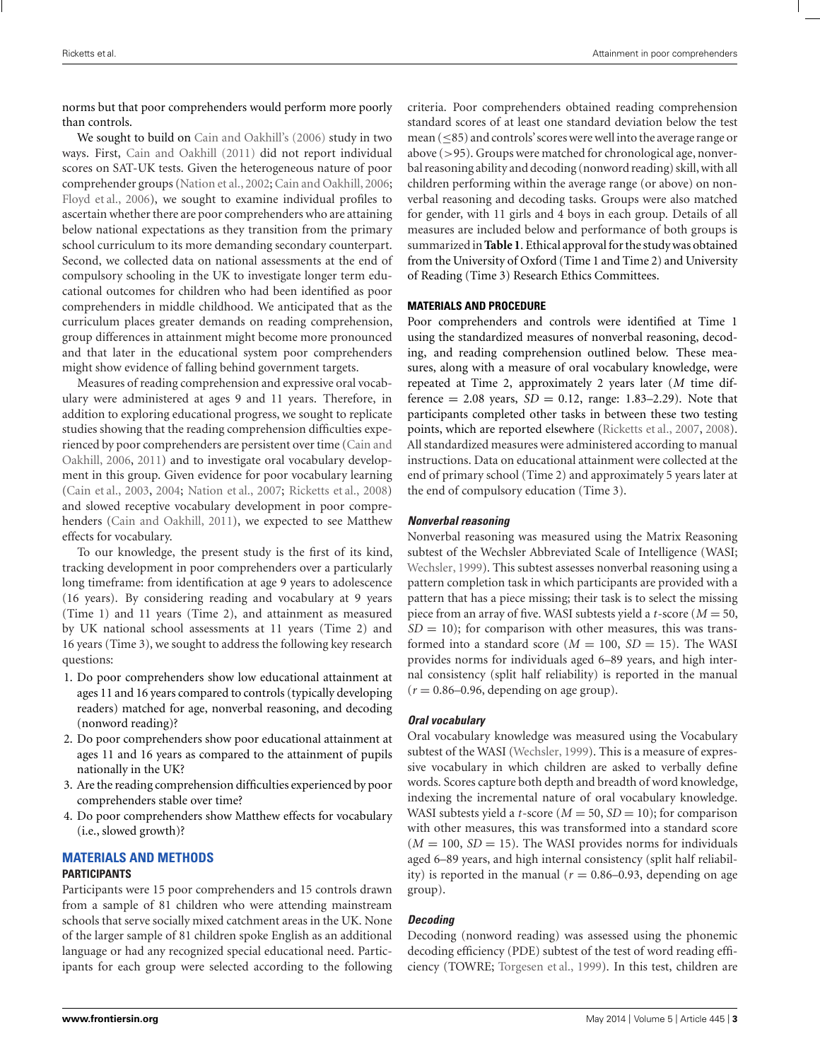norms but that poor comprehenders would perform more poorly than controls.

We sought to build on Cain and Oakhill's (2006) study in two ways. First, Cain and Oakhill (2011) did not report individual scores on SAT-UK tests. Given the heterogeneous nature of poor comprehender groups (Nation et al., 2002; Cain and Oakhill, 2006; Floyd et al., 2006), we sought to examine individual profiles to ascertain whether there are poor comprehenders who are attaining below national expectations as they transition from the primary school curriculum to its more demanding secondary counterpart. Second, we collected data on national assessments at the end of compulsory schooling in the UK to investigate longer term educational outcomes for children who had been identified as poor comprehenders in middle childhood. We anticipated that as the curriculum places greater demands on reading comprehension, group differences in attainment might become more pronounced and that later in the educational system poor comprehenders might show evidence of falling behind government targets.

Measures of reading comprehension and expressive oral vocabulary were administered at ages 9 and 11 years. Therefore, in addition to exploring educational progress, we sought to replicate studies showing that the reading comprehension difficulties experienced by poor comprehenders are persistent over time (Cain and Oakhill, 2006, 2011) and to investigate oral vocabulary development in this group. Given evidence for poor vocabulary learning (Cain et al., 2003, 2004; Nation et al., 2007; Ricketts et al., 2008) and slowed receptive vocabulary development in poor comprehenders (Cain and Oakhill, 2011), we expected to see Matthew effects for vocabulary.

To our knowledge, the present study is the first of its kind, tracking development in poor comprehenders over a particularly long timeframe: from identification at age 9 years to adolescence (16 years). By considering reading and vocabulary at 9 years (Time 1) and 11 years (Time 2), and attainment as measured by UK national school assessments at 11 years (Time 2) and 16 years (Time 3), we sought to address the following key research questions:

1. Do poor comprehenders show low educational attainment at ages 11 and 16 years compared to controls (typically developing readers) matched for age, nonverbal reasoning, and decoding (nonword reading)?
2. Do poor comprehenders show poor educational attainment at ages 11 and 16 years as compared to the attainment of pupils nationally in the UK?
3. Are the reading comprehension difficulties experienced by poor comprehenders stable over time?
4. Do poor comprehenders show Matthew effects for vocabulary (i.e., slowed growth)?

## MATERIALS AND METHODS

### PARTICIPANTS

Participants were 15 poor comprehenders and 15 controls drawn from a sample of 81 children who were attending mainstream schools that serve socially mixed catchment areas in the UK. None of the larger sample of 81 children spoke English as an additional language or had any recognized special educational need. Participants for each group were selected according to the following criteria. Poor comprehenders obtained reading comprehension standard scores of at least one standard deviation below the test mean ($\leq$85) and controls' scores were well into the average range or above (>95). Groups were matched for chronological age, nonverbal reasoning ability and decoding (nonword reading) skill, with all children performing within the average range (or above) on nonverbal reasoning and decoding tasks. Groups were also matched for gender, with 11 girls and 4 boys in each group. Details of all measures are included below and performance of both groups is summarized in **Table 1**. Ethical approval for the study was obtained from the University of Oxford (Time 1 and Time 2) and University of Reading (Time 3) Research Ethics Committees.

### MATERIALS AND PROCEDURE

Poor comprehenders and controls were identified at Time 1 using the standardized measures of nonverbal reasoning, decoding, and reading comprehension outlined below. These measures, along with a measure of oral vocabulary knowledge, were repeated at Time 2, approximately 2 years later ($M$ time difference = 2.08 years, $SD$ = 0.12, range: 1.83–2.29). Note that participants completed other tasks in between these two testing points, which are reported elsewhere (Ricketts et al., 2007, 2008). All standardized measures were administered according to manual instructions. Data on educational attainment were collected at the end of primary school (Time 2) and approximately 5 years later at the end of compulsory education (Time 3).

#### *Nonverbal reasoning*

Nonverbal reasoning was measured using the Matrix Reasoning subtest of the Wechsler Abbreviated Scale of Intelligence (WASI; Wechsler, 1999). This subtest assesses nonverbal reasoning using a pattern completion task in which participants are provided with a pattern that has a piece missing; their task is to select the missing piece from an array of five. WASI subtests yield a $t$-score ($M = 50$, $SD = 10$); for comparison with other measures, this was transformed into a standard score ($M = 100$, $SD = 15$). The WASI provides norms for individuals aged 6–89 years, and high internal consistency (split half reliability) is reported in the manual ($r = 0.86$–$0.96$, depending on age group).

#### *Oral vocabulary*

Oral vocabulary knowledge was measured using the Vocabulary subtest of the WASI (Wechsler, 1999). This is a measure of expressive vocabulary in which children are asked to verbally define words. Scores capture both depth and breadth of word knowledge, indexing the incremental nature of oral vocabulary knowledge. WASI subtests yield a $t$-score ($M = 50$, $SD = 10$); for comparison with other measures, this was transformed into a standard score ($M = 100$, $SD = 15$). The WASI provides norms for individuals aged 6–89 years, and high internal consistency (split half reliability) is reported in the manual ($r = 0.86$–$0.93$, depending on age group).

#### *Decoding*

Decoding (nonword reading) was assessed using the phonemic decoding efficiency (PDE) subtest of the test of word reading efficiency (TOWRE; Torgesen et al., 1999). In this test, children are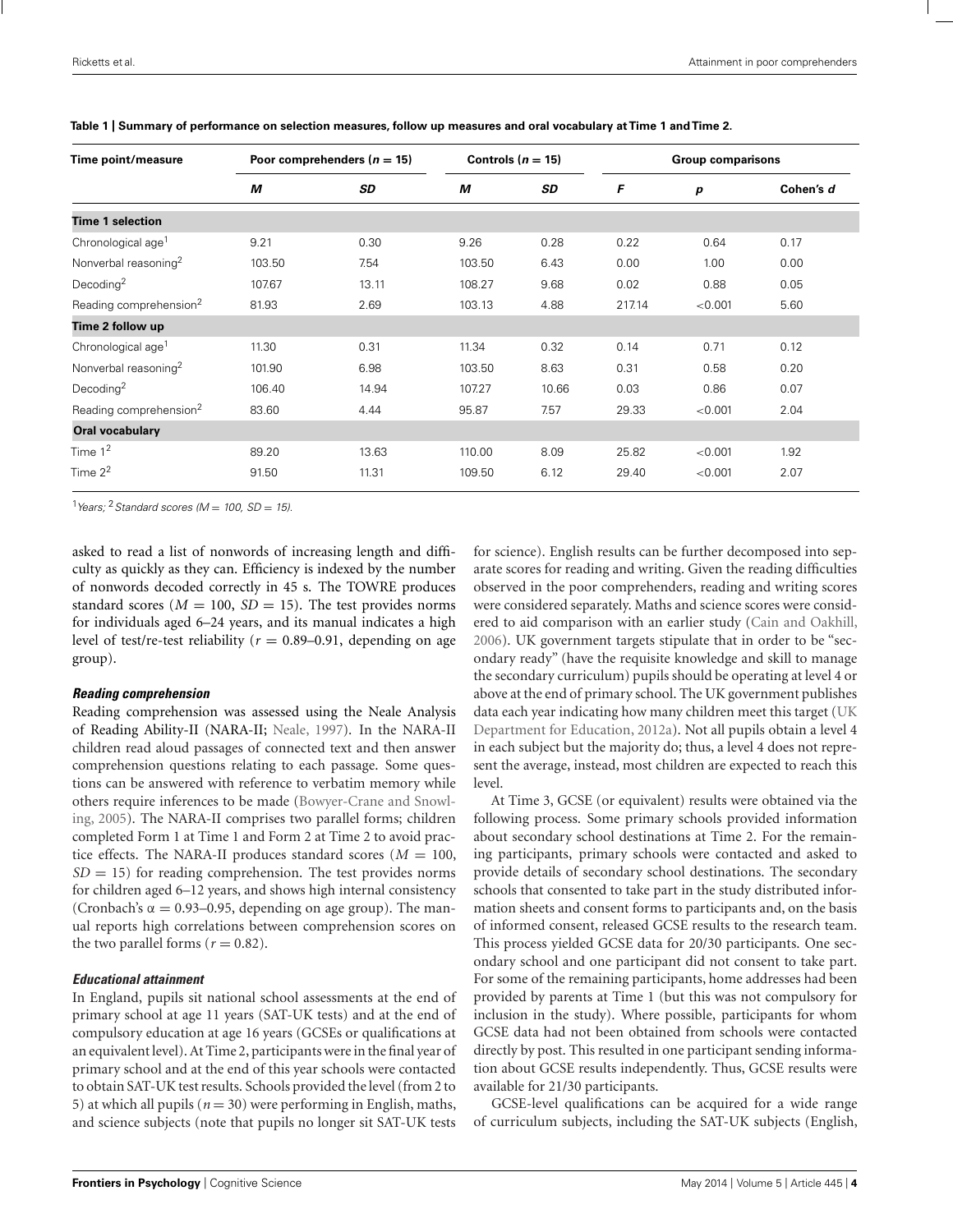**Table 1 | Summary of performance on selection measures, follow up measures and oral vocabulary at Time 1 and Time 2.**

| Time point/measure | Poor comprehenders ($n = 15$) | | Controls ($n = 15$) | | Group comparisons | | |
|---|---|---|---|---|---|---|---|
| | ***M*** | ***SD*** | ***M*** | ***SD*** | ***F*** | ***p*** | **Cohen's *d*** |
| **Time 1 selection** | | | | | | | |
| Chronological age[1] | 9.21 | 0.30 | 9.26 | 0.28 | 0.22 | 0.64 | 0.17 |
| Nonverbal reasoning[2] | 103.50 | 7.54 | 103.50 | 6.43 | 0.00 | 1.00 | 0.00 |
| Decoding[2] | 107.67 | 13.11 | 108.27 | 9.68 | 0.02 | 0.88 | 0.05 |
| Reading comprehension[2] | 81.93 | 2.69 | 103.13 | 4.88 | 217.14 | <0.001 | 5.60 |
| **Time 2 follow up** | | | | | | | |
| Chronological age[1] | 11.30 | 0.31 | 11.34 | 0.32 | 0.14 | 0.71 | 0.12 |
| Nonverbal reasoning[2] | 101.90 | 6.98 | 103.50 | 8.63 | 0.31 | 0.58 | 0.20 |
| Decoding[2] | 106.40 | 14.94 | 107.27 | 10.66 | 0.03 | 0.86 | 0.07 |
| Reading comprehension[2] | 83.60 | 4.44 | 95.87 | 7.57 | 29.33 | <0.001 | 2.04 |
| **Oral vocabulary** | | | | | | | |
| Time 1[2] | 89.20 | 13.63 | 110.00 | 8.09 | 25.82 | <0.001 | 1.92 |
| Time 2[2] | 91.50 | 11.31 | 109.50 | 6.12 | 29.40 | <0.001 | 2.07 |

[1]*Years;* [2]*Standard scores ($M = 100$, $SD = 15$).*

asked to read a list of nonwords of increasing length and difficulty as quickly as they can. Efficiency is indexed by the number of nonwords decoded correctly in 45 s. The TOWRE produces standard scores ($M = 100$, $SD = 15$). The test provides norms for individuals aged 6–24 years, and its manual indicates a high level of test/re-test reliability ($r = 0.89$–$0.91$, depending on age group).

#### *Reading comprehension*

Reading comprehension was assessed using the Neale Analysis of Reading Ability-II (NARA-II; Neale, 1997). In the NARA-II children read aloud passages of connected text and then answer comprehension questions relating to each passage. Some questions can be answered with reference to verbatim memory while others require inferences to be made (Bowyer-Crane and Snowling, 2005). The NARA-II comprises two parallel forms; children completed Form 1 at Time 1 and Form 2 at Time 2 to avoid practice effects. The NARA-II produces standard scores ($M = 100$, $SD = 15$) for reading comprehension. The test provides norms for children aged 6–12 years, and shows high internal consistency (Cronbach's $\alpha = 0.93$–$0.95$, depending on age group). The manual reports high correlations between comprehension scores on the two parallel forms ($r = 0.82$).

#### *Educational attainment*

In England, pupils sit national school assessments at the end of primary school at age 11 years (SAT-UK tests) and at the end of compulsory education at age 16 years (GCSEs or qualifications at an equivalent level). At Time 2, participants were in the final year of primary school and at the end of this year schools were contacted to obtain SAT-UK test results. Schools provided the level (from 2 to 5) at which all pupils ($n = 30$) were performing in English, maths, and science subjects (note that pupils no longer sit SAT-UK tests for science). English results can be further decomposed into separate scores for reading and writing. Given the reading difficulties observed in the poor comprehenders, reading and writing scores were considered separately. Maths and science scores were considered to aid comparison with an earlier study (Cain and Oakhill, 2006). UK government targets stipulate that in order to be "secondary ready" (have the requisite knowledge and skill to manage the secondary curriculum) pupils should be operating at level 4 or above at the end of primary school. The UK government publishes data each year indicating how many children meet this target (UK Department for Education, 2012a). Not all pupils obtain a level 4 in each subject but the majority do; thus, a level 4 does not represent the average, instead, most children are expected to reach this level.

At Time 3, GCSE (or equivalent) results were obtained via the following process. Some primary schools provided information about secondary school destinations at Time 2. For the remaining participants, primary schools were contacted and asked to provide details of secondary school destinations. The secondary schools that consented to take part in the study distributed information sheets and consent forms to participants and, on the basis of informed consent, released GCSE results to the research team. This process yielded GCSE data for 20/30 participants. One secondary school and one participant did not consent to take part. For some of the remaining participants, home addresses had been provided by parents at Time 1 (but this was not compulsory for inclusion in the study). Where possible, participants for whom GCSE data had not been obtained from schools were contacted directly by post. This resulted in one participant sending information about GCSE results independently. Thus, GCSE results were available for 21/30 participants.

GCSE-level qualifications can be acquired for a wide range of curriculum subjects, including the SAT-UK subjects (English,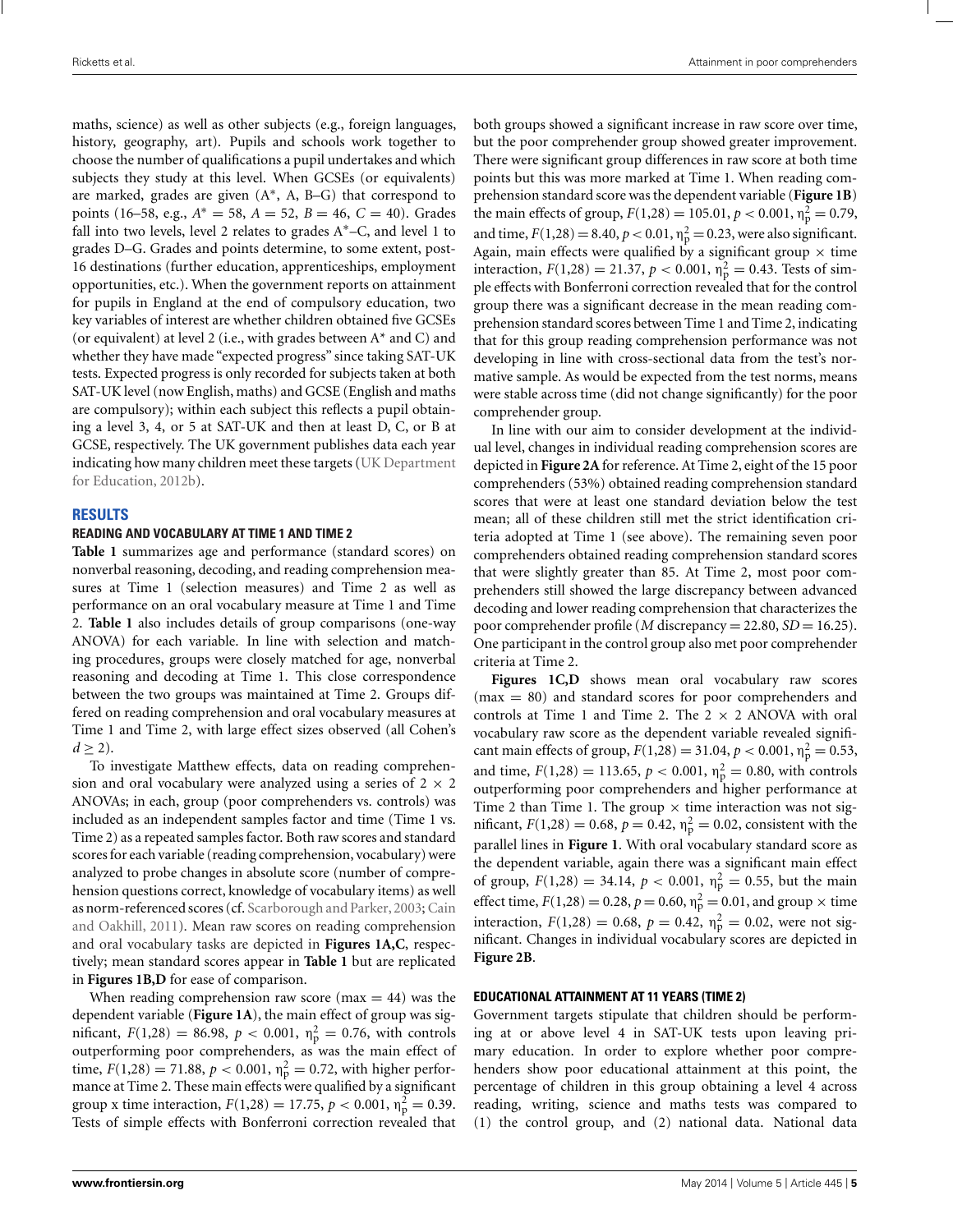maths, science) as well as other subjects (e.g., foreign languages, history, geography, art). Pupils and schools work together to choose the number of qualifications a pupil undertakes and which subjects they study at this level. When GCSEs (or equivalents) are marked, grades are given (A*, A, B–G) that correspond to points (16–58, e.g., $A^* = 58$, $A = 52$, $B = 46$, $C = 40$). Grades fall into two levels, level 2 relates to grades A*–C, and level 1 to grades D–G. Grades and points determine, to some extent, post-16 destinations (further education, apprenticeships, employment opportunities, etc.). When the government reports on attainment for pupils in England at the end of compulsory education, two key variables of interest are whether children obtained five GCSEs (or equivalent) at level 2 (i.e., with grades between A* and C) and whether they have made "expected progress" since taking SAT-UK tests. Expected progress is only recorded for subjects taken at both SAT-UK level (now English, maths) and GCSE (English and maths are compulsory); within each subject this reflects a pupil obtaining a level 3, 4, or 5 at SAT-UK and then at least D, C, or B at GCSE, respectively. The UK government publishes data each year indicating how many children meet these targets (UK Department for Education, 2012b).

## RESULTS

### READING AND VOCABULARY AT TIME 1 AND TIME 2

**Table 1** summarizes age and performance (standard scores) on nonverbal reasoning, decoding, and reading comprehension measures at Time 1 (selection measures) and Time 2 as well as performance on an oral vocabulary measure at Time 1 and Time 2. **Table 1** also includes details of group comparisons (one-way ANOVA) for each variable. In line with selection and matching procedures, groups were closely matched for age, nonverbal reasoning and decoding at Time 1. This close correspondence between the two groups was maintained at Time 2. Groups differed on reading comprehension and oral vocabulary measures at Time 1 and Time 2, with large effect sizes observed (all Cohen's $d \geq 2$).

To investigate Matthew effects, data on reading comprehension and oral vocabulary were analyzed using a series of 2 × 2 ANOVAs; in each, group (poor comprehenders vs. controls) was included as an independent samples factor and time (Time 1 vs. Time 2) as a repeated samples factor. Both raw scores and standard scores for each variable (reading comprehension, vocabulary) were analyzed to probe changes in absolute score (number of comprehension questions correct, knowledge of vocabulary items) as well as norm-referenced scores (cf. Scarborough and Parker, 2003; Cain and Oakhill, 2011). Mean raw scores on reading comprehension and oral vocabulary tasks are depicted in **Figures 1A,C**, respectively; mean standard scores appear in **Table 1** but are replicated in **Figures 1B,D** for ease of comparison.

When reading comprehension raw score (max = 44) was the dependent variable (**Figure 1A**), the main effect of group was significant, $F(1,28) = 86.98$, $p < 0.001$, $\eta_p^2 = 0.76$, with controls outperforming poor comprehenders, as was the main effect of time, $F(1,28) = 71.88$, $p < 0.001$, $\eta_p^2 = 0.72$, with higher performance at Time 2. These main effects were qualified by a significant group x time interaction, $F(1,28) = 17.75$, $p < 0.001$, $\eta_p^2 = 0.39$. Tests of simple effects with Bonferroni correction revealed that both groups showed a significant increase in raw score over time, but the poor comprehender group showed greater improvement. There were significant group differences in raw score at both time points but this was more marked at Time 1. When reading comprehension standard score was the dependent variable (**Figure 1B**) the main effects of group, $F(1,28) = 105.01$, $p < 0.001$, $\eta_p^2 = 0.79$, and time, $F(1,28) = 8.40$, $p < 0.01$, $\eta_p^2 = 0.23$, were also significant. Again, main effects were qualified by a significant group × time interaction, $F(1,28) = 21.37$, $p < 0.001$, $\eta_p^2 = 0.43$. Tests of simple effects with Bonferroni correction revealed that for the control group there was a significant decrease in the mean reading comprehension standard scores between Time 1 and Time 2, indicating that for this group reading comprehension performance was not developing in line with cross-sectional data from the test's normative sample. As would be expected from the test norms, means were stable across time (did not change significantly) for the poor comprehender group.

In line with our aim to consider development at the individual level, changes in individual reading comprehension scores are depicted in **Figure 2A** for reference. At Time 2, eight of the 15 poor comprehenders (53%) obtained reading comprehension standard scores that were at least one standard deviation below the test mean; all of these children still met the strict identification criteria adopted at Time 1 (see above). The remaining seven poor comprehenders obtained reading comprehension standard scores that were slightly greater than 85. At Time 2, most poor comprehenders still showed the large discrepancy between advanced decoding and lower reading comprehension that characterizes the poor comprehender profile ($M$ discrepancy = 22.80, $SD = 16.25$). One participant in the control group also met poor comprehender criteria at Time 2.

**Figures 1C,D** shows mean oral vocabulary raw scores (max = 80) and standard scores for poor comprehenders and controls at Time 1 and Time 2. The 2 × 2 ANOVA with oral vocabulary raw score as the dependent variable revealed significant main effects of group, $F(1,28) = 31.04$, $p < 0.001$, $\eta_p^2 = 0.53$, and time, $F(1,28) = 113.65$, $p < 0.001$, $\eta_p^2 = 0.80$, with controls outperforming poor comprehenders and higher performance at Time 2 than Time 1. The group × time interaction was not significant, $F(1,28) = 0.68$, $p = 0.42$, $\eta_p^2 = 0.02$, consistent with the parallel lines in **Figure 1**. With oral vocabulary standard score as the dependent variable, again there was a significant main effect of group, $F(1,28) = 34.14$, $p < 0.001$, $\eta_p^2 = 0.55$, but the main effect time, $F(1,28) = 0.28$, $p = 0.60$, $\eta_p^2 = 0.01$, and group × time interaction, $F(1,28) = 0.68$, $p = 0.42$, $\eta_p^2 = 0.02$, were not significant. Changes in individual vocabulary scores are depicted in **Figure 2B**.

### EDUCATIONAL ATTAINMENT AT 11 YEARS (TIME 2)

Government targets stipulate that children should be performing at or above level 4 in SAT-UK tests upon leaving primary education. In order to explore whether poor comprehenders show poor educational attainment at this point, the percentage of children in this group obtaining a level 4 across reading, writing, science and maths tests was compared to (1) the control group, and (2) national data. National data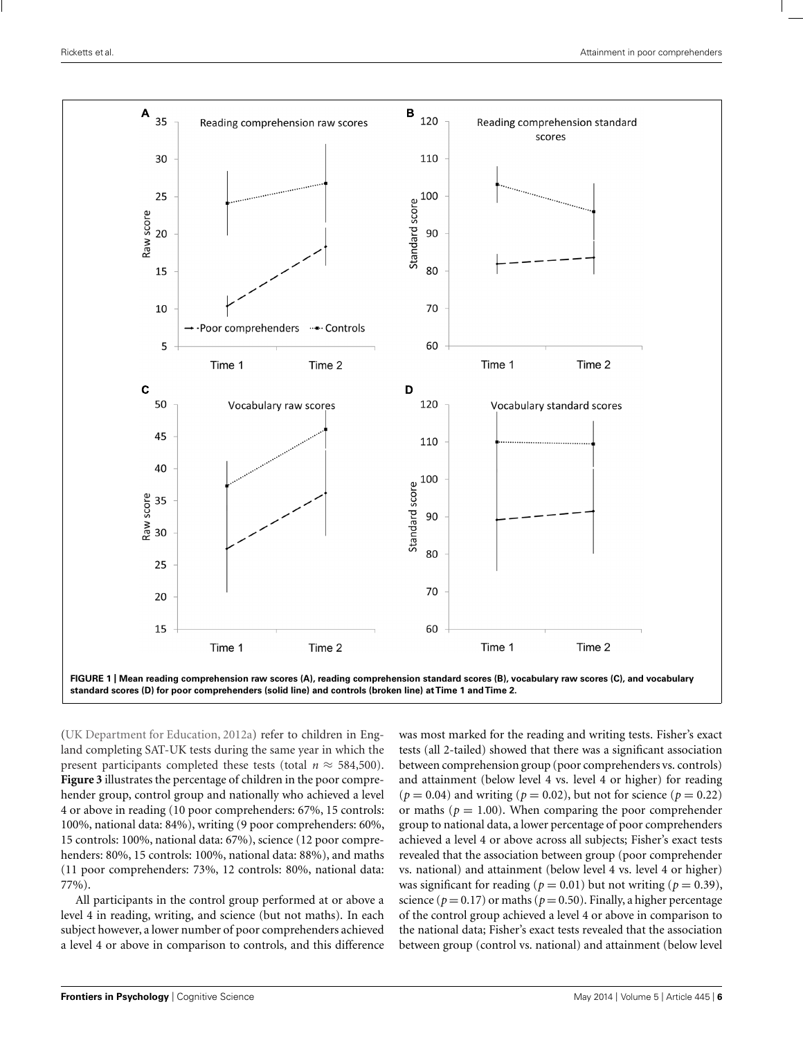FIGURE 1 | Mean reading comprehension raw scores (A), reading comprehension standard scores (B), vocabulary raw scores (C), and vocabulary standard scores (D) for poor comprehenders (solid line) and controls (broken line) at Time 1 and Time 2.

(UK Department for Education, 2012a) refer to children in England completing SAT-UK tests during the same year in which the present participants completed these tests (total $n \approx 584{,}500$). **Figure 3** illustrates the percentage of children in the poor comprehender group, control group and nationally who achieved a level 4 or above in reading (10 poor comprehenders: 67%, 15 controls: 100%, national data: 84%), writing (9 poor comprehenders: 60%, 15 controls: 100%, national data: 67%), science (12 poor comprehenders: 80%, 15 controls: 100%, national data: 88%), and maths (11 poor comprehenders: 73%, 12 controls: 80%, national data: 77%).

All participants in the control group performed at or above a level 4 in reading, writing, and science (but not maths). In each subject however, a lower number of poor comprehenders achieved a level 4 or above in comparison to controls, and this difference was most marked for the reading and writing tests. Fisher's exact tests (all 2-tailed) showed that there was a significant association between comprehension group (poor comprehenders vs. controls) and attainment (below level 4 vs. level 4 or higher) for reading ($p = 0.04$) and writing ($p = 0.02$), but not for science ($p = 0.22$) or maths ($p = 1.00$). When comparing the poor comprehender group to national data, a lower percentage of poor comprehenders achieved a level 4 or above across all subjects; Fisher's exact tests revealed that the association between group (poor comprehender vs. national) and attainment (below level 4 vs. level 4 or higher) was significant for reading ($p = 0.01$) but not writing ($p = 0.39$), science ($p = 0.17$) or maths ($p = 0.50$). Finally, a higher percentage of the control group achieved a level 4 or above in comparison to the national data; Fisher's exact tests revealed that the association between group (control vs. national) and attainment (below level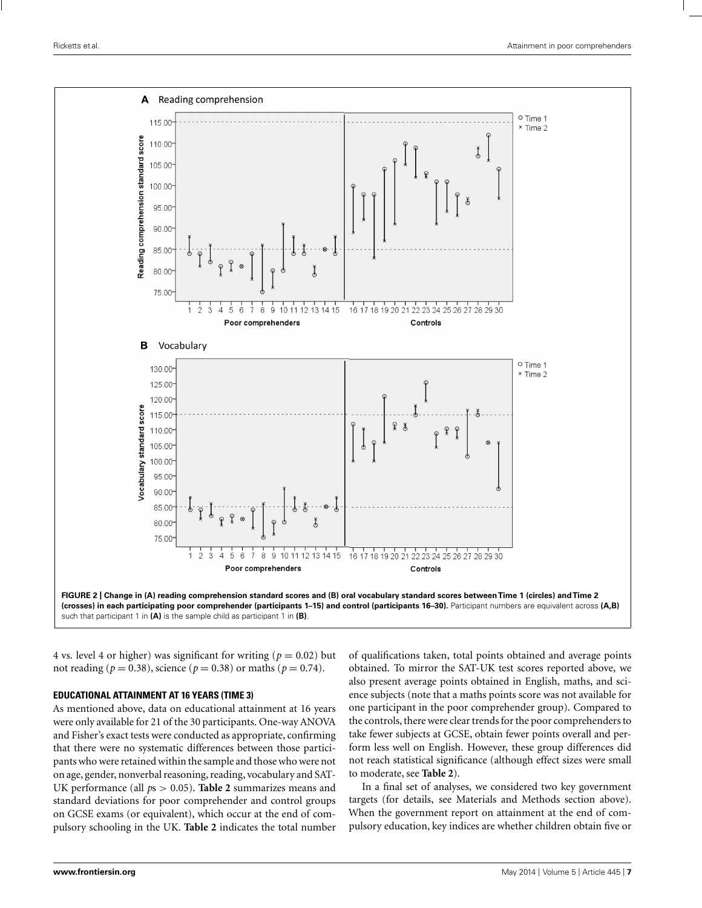**FIGURE 2 | Change in (A) reading comprehension standard scores and (B) oral vocabulary standard scores between Time 1 (circles) and Time 2 (crosses) in each participating poor comprehender (participants 1–15) and control (participants 16–30).** Participant numbers are equivalent across **(A,B)** such that participant 1 in **(A)** is the sample child as participant 1 in **(B)**.

4 vs. level 4 or higher) was significant for writing ($p = 0.02$) but not reading ($p = 0.38$), science ($p = 0.38$) or maths ($p = 0.74$).

### EDUCATIONAL ATTAINMENT AT 16 YEARS (TIME 3)

As mentioned above, data on educational attainment at 16 years were only available for 21 of the 30 participants. One-way ANOVA and Fisher's exact tests were conducted as appropriate, confirming that there were no systematic differences between those participants who were retained within the sample and those who were not on age, gender, nonverbal reasoning, reading, vocabulary and SAT-UK performance (all $ps > 0.05$). **Table 2** summarizes means and standard deviations for poor comprehender and control groups on GCSE exams (or equivalent), which occur at the end of compulsory schooling in the UK. **Table 2** indicates the total number of qualifications taken, total points obtained and average points obtained. To mirror the SAT-UK test scores reported above, we also present average points obtained in English, maths, and science subjects (note that a maths points score was not available for one participant in the poor comprehender group). Compared to the controls, there were clear trends for the poor comprehenders to take fewer subjects at GCSE, obtain fewer points overall and perform less well on English. However, these group differences did not reach statistical significance (although effect sizes were small to moderate, see **Table 2**).

In a final set of analyses, we considered two key government targets (for details, see Materials and Methods section above). When the government report on attainment at the end of compulsory education, key indices are whether children obtain five or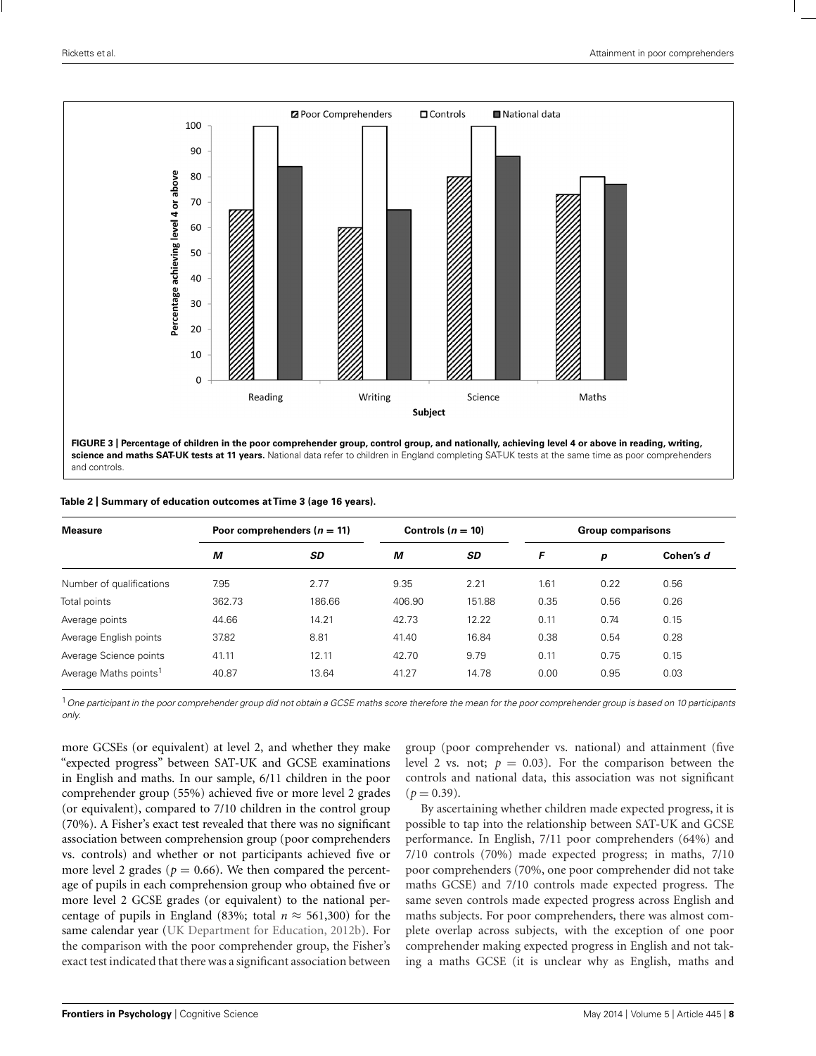**FIGURE 3 | Percentage of children in the poor comprehender group, control group, and nationally, achieving level 4 or above in reading, writing, science and maths SAT-UK tests at 11 years.** National data refer to children in England completing SAT-UK tests at the same time as poor comprehenders and controls.

**Table 2 | Summary of education outcomes at Time 3 (age 16 years).**

| Measure | Poor comprehenders ($n = 11$) | | Controls ($n = 10$) | | Group comparisons | | |
|---|---|---|---|---|---|---|---|
| | *M* | *SD* | *M* | *SD* | *F* | *p* | Cohen's *d* |
| Number of qualifications | 7.95 | 2.77 | 9.35 | 2.21 | 1.61 | 0.22 | 0.56 |
| Total points | 362.73 | 186.66 | 406.90 | 151.88 | 0.35 | 0.56 | 0.26 |
| Average points | 44.66 | 14.21 | 42.73 | 12.22 | 0.11 | 0.74 | 0.15 |
| Average English points | 37.82 | 8.81 | 41.40 | 16.84 | 0.38 | 0.54 | 0.28 |
| Average Science points | 41.11 | 12.11 | 42.70 | 9.79 | 0.11 | 0.75 | 0.15 |
| Average Maths points[1] | 40.87 | 13.64 | 41.27 | 14.78 | 0.00 | 0.95 | 0.03 |

[1] *One participant in the poor comprehender group did not obtain a GCSE maths score therefore the mean for the poor comprehender group is based on 10 participants only.*

more GCSEs (or equivalent) at level 2, and whether they make "expected progress" between SAT-UK and GCSE examinations in English and maths. In our sample, 6/11 children in the poor comprehender group (55%) achieved five or more level 2 grades (or equivalent), compared to 7/10 children in the control group (70%). A Fisher's exact test revealed that there was no significant association between comprehension group (poor comprehenders vs. controls) and whether or not participants achieved five or more level 2 grades ($p = 0.66$). We then compared the percentage of pupils in each comprehension group who obtained five or more level 2 GCSE grades (or equivalent) to the national percentage of pupils in England (83%; total $n \approx 561{,}300$) for the same calendar year (UK Department for Education, 2012b). For the comparison with the poor comprehender group, the Fisher's exact test indicated that there was a significant association between group (poor comprehender vs. national) and attainment (five level 2 vs. not; $p = 0.03$). For the comparison between the controls and national data, this association was not significant ($p = 0.39$).

By ascertaining whether children made expected progress, it is possible to tap into the relationship between SAT-UK and GCSE performance. In English, 7/11 poor comprehenders (64%) and 7/10 controls (70%) made expected progress; in maths, 7/10 poor comprehenders (70%, one poor comprehender did not take maths GCSE) and 7/10 controls made expected progress. The same seven controls made expected progress across English and maths subjects. For poor comprehenders, there was almost complete overlap across subjects, with the exception of one poor comprehender making expected progress in English and not taking a maths GCSE (it is unclear why as English, maths and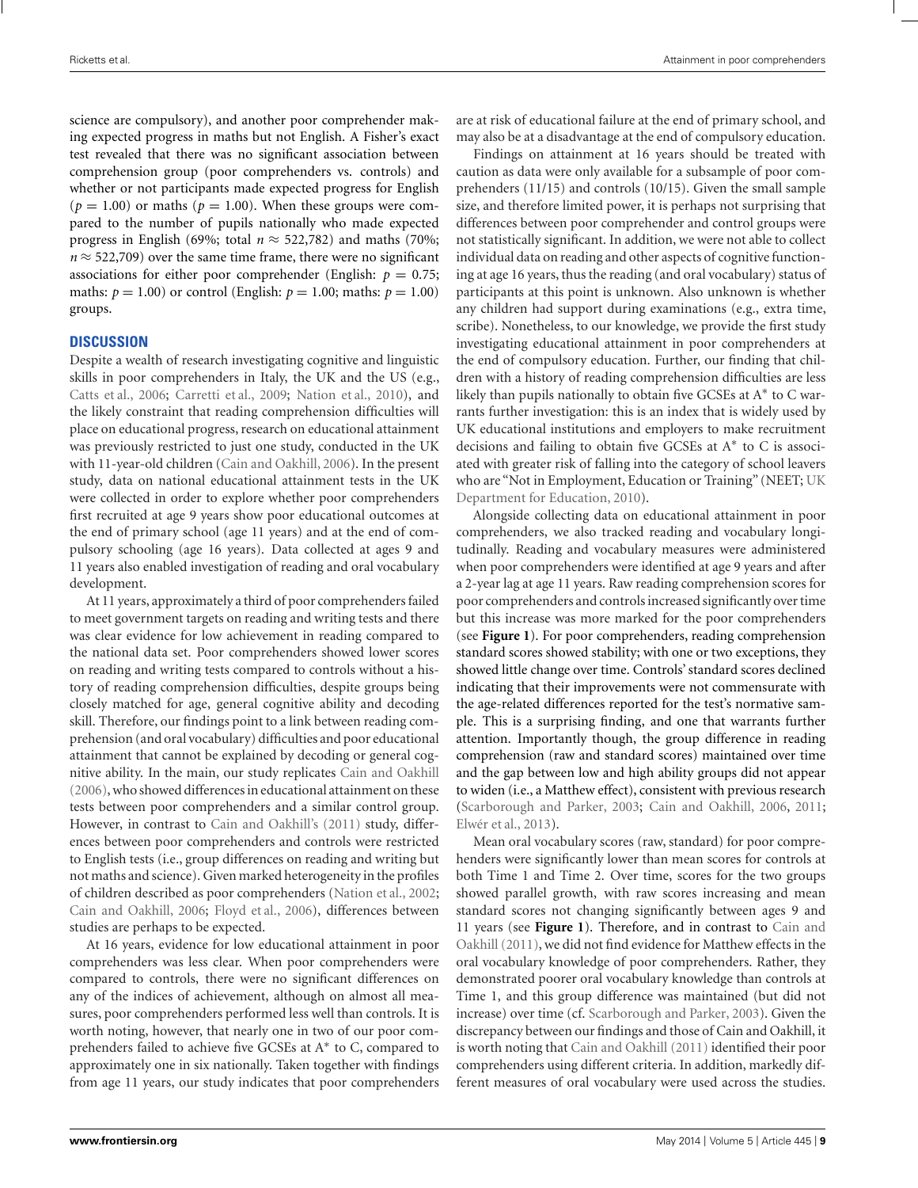science are compulsory), and another poor comprehender making expected progress in maths but not English. A Fisher's exact test revealed that there was no significant association between comprehension group (poor comprehenders vs. controls) and whether or not participants made expected progress for English ($p = 1.00$) or maths ($p = 1.00$). When these groups were compared to the number of pupils nationally who made expected progress in English (69%; total $n \approx 522{,}782$) and maths (70%; $n \approx 522{,}709$) over the same time frame, there were no significant associations for either poor comprehender (English: $p = 0.75$; maths: $p = 1.00$) or control (English: $p = 1.00$; maths: $p = 1.00$) groups.

## DISCUSSION

Despite a wealth of research investigating cognitive and linguistic skills in poor comprehenders in Italy, the UK and the US (e.g., Catts et al., 2006; Carretti et al., 2009; Nation et al., 2010), and the likely constraint that reading comprehension difficulties will place on educational progress, research on educational attainment was previously restricted to just one study, conducted in the UK with 11-year-old children (Cain and Oakhill, 2006). In the present study, data on national educational attainment tests in the UK were collected in order to explore whether poor comprehenders first recruited at age 9 years show poor educational outcomes at the end of primary school (age 11 years) and at the end of compulsory schooling (age 16 years). Data collected at ages 9 and 11 years also enabled investigation of reading and oral vocabulary development.

At 11 years, approximately a third of poor comprehenders failed to meet government targets on reading and writing tests and there was clear evidence for low achievement in reading compared to the national data set. Poor comprehenders showed lower scores on reading and writing tests compared to controls without a history of reading comprehension difficulties, despite groups being closely matched for age, general cognitive ability and decoding skill. Therefore, our findings point to a link between reading comprehension (and oral vocabulary) difficulties and poor educational attainment that cannot be explained by decoding or general cognitive ability. In the main, our study replicates Cain and Oakhill (2006), who showed differences in educational attainment on these tests between poor comprehenders and a similar control group. However, in contrast to Cain and Oakhill's (2011) study, differences between poor comprehenders and controls were restricted to English tests (i.e., group differences on reading and writing but not maths and science). Given marked heterogeneity in the profiles of children described as poor comprehenders (Nation et al., 2002; Cain and Oakhill, 2006; Floyd et al., 2006), differences between studies are perhaps to be expected.

At 16 years, evidence for low educational attainment in poor comprehenders was less clear. When poor comprehenders were compared to controls, there were no significant differences on any of the indices of achievement, although on almost all measures, poor comprehenders performed less well than controls. It is worth noting, however, that nearly one in two of our poor comprehenders failed to achieve five GCSEs at A* to C, compared to approximately one in six nationally. Taken together with findings from age 11 years, our study indicates that poor comprehenders are at risk of educational failure at the end of primary school, and may also be at a disadvantage at the end of compulsory education.

Findings on attainment at 16 years should be treated with caution as data were only available for a subsample of poor comprehenders (11/15) and controls (10/15). Given the small sample size, and therefore limited power, it is perhaps not surprising that differences between poor comprehender and control groups were not statistically significant. In addition, we were not able to collect individual data on reading and other aspects of cognitive functioning at age 16 years, thus the reading (and oral vocabulary) status of participants at this point is unknown. Also unknown is whether any children had support during examinations (e.g., extra time, scribe). Nonetheless, to our knowledge, we provide the first study investigating educational attainment in poor comprehenders at the end of compulsory education. Further, our finding that children with a history of reading comprehension difficulties are less likely than pupils nationally to obtain five GCSEs at A* to C warrants further investigation: this is an index that is widely used by UK educational institutions and employers to make recruitment decisions and failing to obtain five GCSEs at A* to C is associated with greater risk of falling into the category of school leavers who are "Not in Employment, Education or Training" (NEET; UK Department for Education, 2010).

Alongside collecting data on educational attainment in poor comprehenders, we also tracked reading and vocabulary longitudinally. Reading and vocabulary measures were administered when poor comprehenders were identified at age 9 years and after a 2-year lag at age 11 years. Raw reading comprehension scores for poor comprehenders and controls increased significantly over time but this increase was more marked for the poor comprehenders (see **Figure 1**). For poor comprehenders, reading comprehension standard scores showed stability; with one or two exceptions, they showed little change over time. Controls' standard scores declined indicating that their improvements were not commensurate with the age-related differences reported for the test's normative sample. This is a surprising finding, and one that warrants further attention. Importantly though, the group difference in reading comprehension (raw and standard scores) maintained over time and the gap between low and high ability groups did not appear to widen (i.e., a Matthew effect), consistent with previous research (Scarborough and Parker, 2003; Cain and Oakhill, 2006, 2011; Elwér et al., 2013).

Mean oral vocabulary scores (raw, standard) for poor comprehenders were significantly lower than mean scores for controls at both Time 1 and Time 2. Over time, scores for the two groups showed parallel growth, with raw scores increasing and mean standard scores not changing significantly between ages 9 and 11 years (see **Figure 1**). Therefore, and in contrast to Cain and Oakhill (2011), we did not find evidence for Matthew effects in the oral vocabulary knowledge of poor comprehenders. Rather, they demonstrated poorer oral vocabulary knowledge than controls at Time 1, and this group difference was maintained (but did not increase) over time (cf. Scarborough and Parker, 2003). Given the discrepancy between our findings and those of Cain and Oakhill, it is worth noting that Cain and Oakhill (2011) identified their poor comprehenders using different criteria. In addition, markedly different measures of oral vocabulary were used across the studies.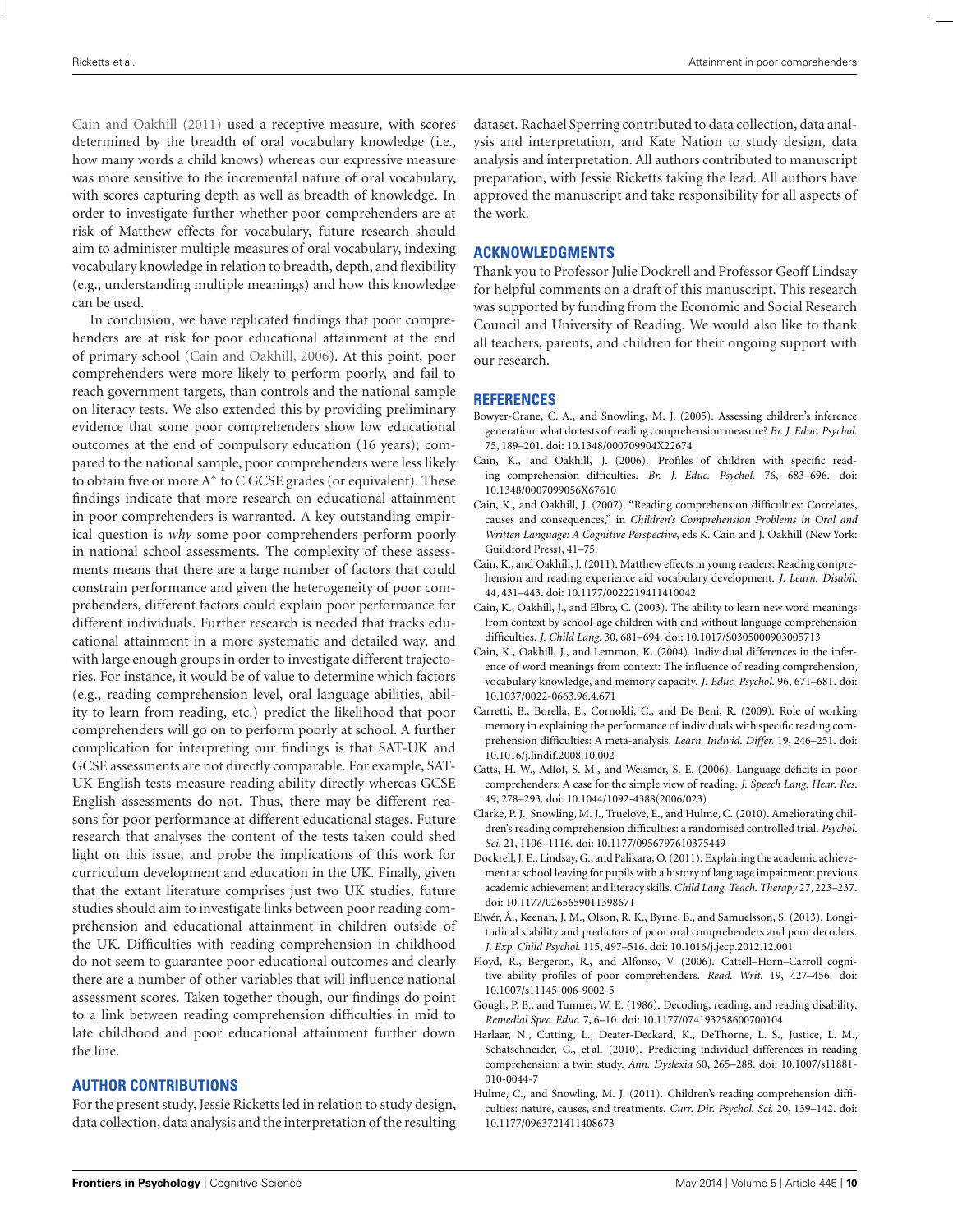Cain and Oakhill (2011) used a receptive measure, with scores determined by the breadth of oral vocabulary knowledge (i.e., how many words a child knows) whereas our expressive measure was more sensitive to the incremental nature of oral vocabulary, with scores capturing depth as well as breadth of knowledge. In order to investigate further whether poor comprehenders are at risk of Matthew effects for vocabulary, future research should aim to administer multiple measures of oral vocabulary, indexing vocabulary knowledge in relation to breadth, depth, and flexibility (e.g., understanding multiple meanings) and how this knowledge can be used.

In conclusion, we have replicated findings that poor comprehenders are at risk for poor educational attainment at the end of primary school (Cain and Oakhill, 2006). At this point, poor comprehenders were more likely to perform poorly, and fail to reach government targets, than controls and the national sample on literacy tests. We also extended this by providing preliminary evidence that some poor comprehenders show low educational outcomes at the end of compulsory education (16 years); compared to the national sample, poor comprehenders were less likely to obtain five or more A* to C GCSE grades (or equivalent). These findings indicate that more research on educational attainment in poor comprehenders is warranted. A key outstanding empirical question is *why* some poor comprehenders perform poorly in national school assessments. The complexity of these assessments means that there are a large number of factors that could constrain performance and given the heterogeneity of poor comprehenders, different factors could explain poor performance for different individuals. Further research is needed that tracks educational attainment in a more systematic and detailed way, and with large enough groups in order to investigate different trajectories. For instance, it would be of value to determine which factors (e.g., reading comprehension level, oral language abilities, ability to learn from reading, etc.) predict the likelihood that poor comprehenders will go on to perform poorly at school. A further complication for interpreting our findings is that SAT-UK and GCSE assessments are not directly comparable. For example, SAT-UK English tests measure reading ability directly whereas GCSE English assessments do not. Thus, there may be different reasons for poor performance at different educational stages. Future research that analyses the content of the tests taken could shed light on this issue, and probe the implications of this work for curriculum development and education in the UK. Finally, given that the extant literature comprises just two UK studies, future studies should aim to investigate links between poor reading comprehension and educational attainment in children outside of the UK. Difficulties with reading comprehension in childhood do not seem to guarantee poor educational outcomes and clearly there are a number of other variables that will influence national assessment scores. Taken together though, our findings do point to a link between reading comprehension difficulties in mid to late childhood and poor educational attainment further down the line.

## AUTHOR CONTRIBUTIONS

For the present study, Jessie Ricketts led in relation to study design, data collection, data analysis and the interpretation of the resulting dataset. Rachael Sperring contributed to data collection, data analysis and interpretation, and Kate Nation to study design, data analysis and interpretation. All authors contributed to manuscript preparation, with Jessie Ricketts taking the lead. All authors have approved the manuscript and take responsibility for all aspects of the work.

## ACKNOWLEDGMENTS

Thank you to Professor Julie Dockrell and Professor Geoff Lindsay for helpful comments on a draft of this manuscript. This research was supported by funding from the Economic and Social Research Council and University of Reading. We would also like to thank all teachers, parents, and children for their ongoing support with our research.

## REFERENCES

Bowyer-Crane, C. A., and Snowling, M. J. (2005). Assessing children's inference generation: what do tests of reading comprehension measure? *Br. J. Educ. Psychol.* 75, 189–201. doi: 10.1348/000709904X22674

Cain, K., and Oakhill, J. (2006). Profiles of children with specific reading comprehension difficulties. *Br. J. Educ. Psychol.* 76, 683–696. doi: 10.1348/0007099056X67610

Cain, K., and Oakhill, J. (2007). "Reading comprehension difficulties: Correlates, causes and consequences," in *Children's Comprehension Problems in Oral and Written Language: A Cognitive Perspective*, eds K. Cain and J. Oakhill (New York: Guildford Press), 41–75.

Cain, K., and Oakhill, J. (2011). Matthew effects in young readers: Reading comprehension and reading experience aid vocabulary development. *J. Learn. Disabil.* 44, 431–443. doi: 10.1177/0022219411410042

Cain, K., Oakhill, J., and Elbro, C. (2003). The ability to learn new word meanings from context by school-age children with and without language comprehension difficulties. *J. Child Lang.* 30, 681–694. doi: 10.1017/S0305000903005713

Cain, K., Oakhill, J., and Lemmon, K. (2004). Individual differences in the inference of word meanings from context: The influence of reading comprehension, vocabulary knowledge, and memory capacity. *J. Educ. Psychol.* 96, 671–681. doi: 10.1037/0022-0663.96.4.671

Carretti, B., Borella, E., Cornoldi, C., and De Beni, R. (2009). Role of working memory in explaining the performance of individuals with specific reading comprehension difficulties: A meta-analysis. *Learn. Individ. Differ.* 19, 246–251. doi: 10.1016/j.lindif.2008.10.002

Catts, H. W., Adlof, S. M., and Weismer, S. E. (2006). Language deficits in poor comprehenders: A case for the simple view of reading. *J. Speech Lang. Hear. Res.* 49, 278–293. doi: 10.1044/1092-4388(2006/023)

Clarke, P. J., Snowling, M. J., Truelove, E., and Hulme, C. (2010). Ameliorating children's reading comprehension difficulties: a randomised controlled trial. *Psychol. Sci.* 21, 1106–1116. doi: 10.1177/0956797610375449

Dockrell, J. E., Lindsay, G., and Palikara, O. (2011). Explaining the academic achievement at school leaving for pupils with a history of language impairment: previous academic achievement and literacy skills. *Child Lang. Teach. Therapy* 27, 223–237. doi: 10.1177/0265659011398671

Elwér, Å., Keenan, J. M., Olson, R. K., Byrne, B., and Samuelsson, S. (2013). Longitudinal stability and predictors of poor oral comprehenders and poor decoders. *J. Exp. Child Psychol.* 115, 497–516. doi: 10.1016/j.jecp.2012.12.001

Floyd, R., Bergeron, R., and Alfonso, V. (2006). Cattell–Horn–Carroll cognitive ability profiles of poor comprehenders. *Read. Writ.* 19, 427–456. doi: 10.1007/s11145-006-9002-5

Gough, P. B., and Tunmer, W. E. (1986). Decoding, reading, and reading disability. *Remedial Spec. Educ.* 7, 6–10. doi: 10.1177/074193258600700104

Harlaar, N., Cutting, L., Deater-Deckard, K., DeThorne, L. S., Justice, L. M., Schatschneider, C., et al. (2010). Predicting individual differences in reading comprehension: a twin study. *Ann. Dyslexia* 60, 265–288. doi: 10.1007/s11881-010-0044-7

Hulme, C., and Snowling, M. J. (2011). Children's reading comprehension difficulties: nature, causes, and treatments. *Curr. Dir. Psychol. Sci.* 20, 139–142. doi: 10.1177/0963721411408673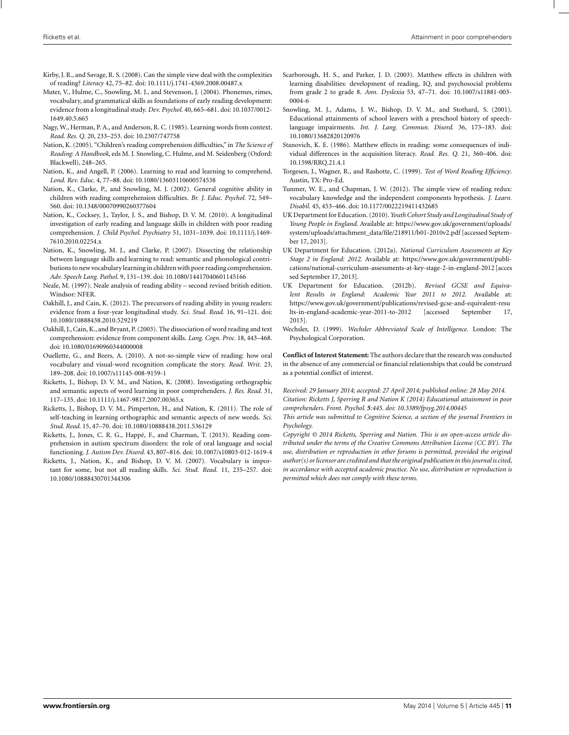Kirby, J. R., and Savage, R. S. (2008). Can the simple view deal with the complexities of reading? *Literacy* 42, 75–82. doi: 10.1111/j.1741-4369.2008.00487.x

Muter, V., Hulme, C., Snowling, M. J., and Stevenson, J. (2004). Phonemes, rimes, vocabulary, and grammatical skills as foundations of early reading development: evidence from a longitudinal study. *Dev. Psychol.* 40, 665–681. doi: 10.1037/0012-1649.40.5.665

Nagy, W., Herman, P. A., and Anderson, R. C. (1985). Learning words from context. *Read. Res. Q.* 20, 233–253. doi: 10.2307/747758

Nation, K. (2005). "Children's reading comprehension difficulties," in *The Science of Reading: A Handbook*, eds M. J. Snowling, C. Hulme, and M. Seidenberg (Oxford: Blackwell), 248–265.

Nation, K., and Angell, P. (2006). Learning to read and learning to comprehend. *Lond. Rev. Educ.* 4, 77–88. doi: 10.1080/13603110600574538

Nation, K., Clarke, P., and Snowling, M. J. (2002). General cognitive ability in children with reading comprehension difficulties. *Br. J. Educ. Psychol.* 72, 549–560. doi: 10.1348/00070990260377604

Nation, K., Cocksey, J., Taylor, J. S., and Bishop, D. V. M. (2010). A longitudinal investigation of early reading and language skills in children with poor reading comprehension. *J. Child Psychol. Psychiatry* 51, 1031–1039. doi: 10.1111/j.1469-7610.2010.02254.x

Nation, K., Snowling, M. J., and Clarke, P. (2007). Dissecting the relationship between language skills and learning to read: semantic and phonological contributions to new vocabulary learning in children with poor reading comprehension. *Adv. Speech Lang. Pathol.* 9, 131–139. doi: 10.1080/14417040601145166

Neale, M. (1997). Neale analysis of reading ability – second revised british edition. Windsor: NFER.

Oakhill, J., and Cain, K. (2012). The precursors of reading ability in young readers: evidence from a four-year longitudinal study. *Sci. Stud. Read.* 16, 91–121. doi: 10.1080/10888438.2010.529219

Oakhill, J., Cain, K., and Bryant, P. (2003). The dissociation of word reading and text comprehension: evidence from component skills. *Lang. Cogn. Proc.* 18, 443–468. doi: 10.1080/01690960344000008

Ouellette, G., and Beers, A. (2010). A not-so-simple view of reading: how oral vocabulary and visual-word recognition complicate the story. *Read. Writ.* 23, 189–208. doi: 10.1007/s11145-008-9159-1

Ricketts, J., Bishop, D. V. M., and Nation, K. (2008). Investigating orthographic and semantic aspects of word learning in poor comprehenders. *J. Res. Read.* 31, 117–135. doi: 10.1111/j.1467-9817.2007.00365.x

Ricketts, J., Bishop, D. V. M., Pimperton, H., and Nation, K. (2011). The role of self-teaching in learning orthographic and semantic aspects of new words. *Sci. Stud. Read.* 15, 47–70. doi: 10.1080/10888438.2011.536129

Ricketts, J., Jones, C. R. G., Happé, F., and Charman, T. (2013). Reading comprehension in autism spectrum disorders: the role of oral language and social functioning. *J. Autism Dev. Disord.* 43, 807–816. doi: 10.1007/s10803-012-1619-4

Ricketts, J., Nation, K., and Bishop, D. V. M. (2007). Vocabulary is important for some, but not all reading skills. *Sci. Stud. Read.* 11, 235–257. doi: 10.1080/10888430701344306

Scarborough, H. S., and Parker, J. D. (2003). Matthew effects in children with learning disabilities: development of reading, IQ, and psychosocial problems from grade 2 to grade 8. *Ann. Dyslexia* 53, 47–71. doi: 10.1007/s11881-003-0004-6

Snowling, M. J., Adams, J. W., Bishop, D. V. M., and Stothard, S. (2001). Educational attainments of school leavers with a preschool history of speech-language impairments. *Int. J. Lang. Commun. Disord.* 36, 173–183. doi: 10.1080/13682820120976

Stanovich, K. E. (1986). Matthew effects in reading: some consequences of individual differences in the acquisition literacy. *Read. Res. Q.* 21, 360–406. doi: 10.1598/RRQ.21.4.1

Torgesen, J., Wagner, R., and Rashotte, C. (1999). *Test of Word Reading Efficiency*. Austin, TX: Pro-Ed.

Tunmer, W. E., and Chapman, J. W. (2012). The simple view of reading redux: vocabulary knowledge and the independent components hypothesis. *J. Learn. Disabil.* 45, 453–466. doi: 10.1177/0022219411432685

UK Department for Education. (2010). *Youth Cohort Study and Longitudinal Study of Young People in England*. Available at: https://www.gov.uk/government/uploads/system/uploads/attachment_data/file/218911/b01-2010v2.pdf [accessed September 17, 2013].

UK Department for Education. (2012a). *National Curriculum Assessments at Key Stage 2 in England: 2012*. Available at: https://www.gov.uk/government/publications/national-curriculum-assessments-at-key-stage-2-in-england-2012 [accessed September 17, 2013].

UK Department for Education. (2012b). *Revised GCSE and Equivalent Results in England: Academic Year 2011 to 2012*. Available at: https://www.gov.uk/government/publications/revised-gcse-and-equivalent-results-in-england-academic-year-2011-to-2012 [accessed September 17, 2013].

Wechsler, D. (1999). *Wechsler Abbreviated Scale of Intelligence*. London: The Psychological Corporation.

**Conflict of Interest Statement:** The authors declare that the research was conducted in the absence of any commercial or financial relationships that could be construed as a potential conflict of interest.

*Received: 29 January 2014; accepted: 27 April 2014; published online: 28 May 2014.*

*Citation: Ricketts J, Sperring R and Nation K (2014) Educational attainment in poor comprehenders. Front. Psychol.* ***5****:445. doi: 10.3389/fpsyg.2014.00445*

*This article was submitted to Cognitive Science, a section of the journal Frontiers in Psychology.*

*Copyright © 2014 Ricketts, Sperring and Nation. This is an open-access article distributed under the terms of the Creative Commons Attribution License (CC BY). The use, distribution or reproduction in other forums is permitted, provided the original author(s) or licensor are credited and that the original publication in this journal is cited, in accordance with accepted academic practice. No use, distribution or reproduction is permitted which does not comply with these terms.*